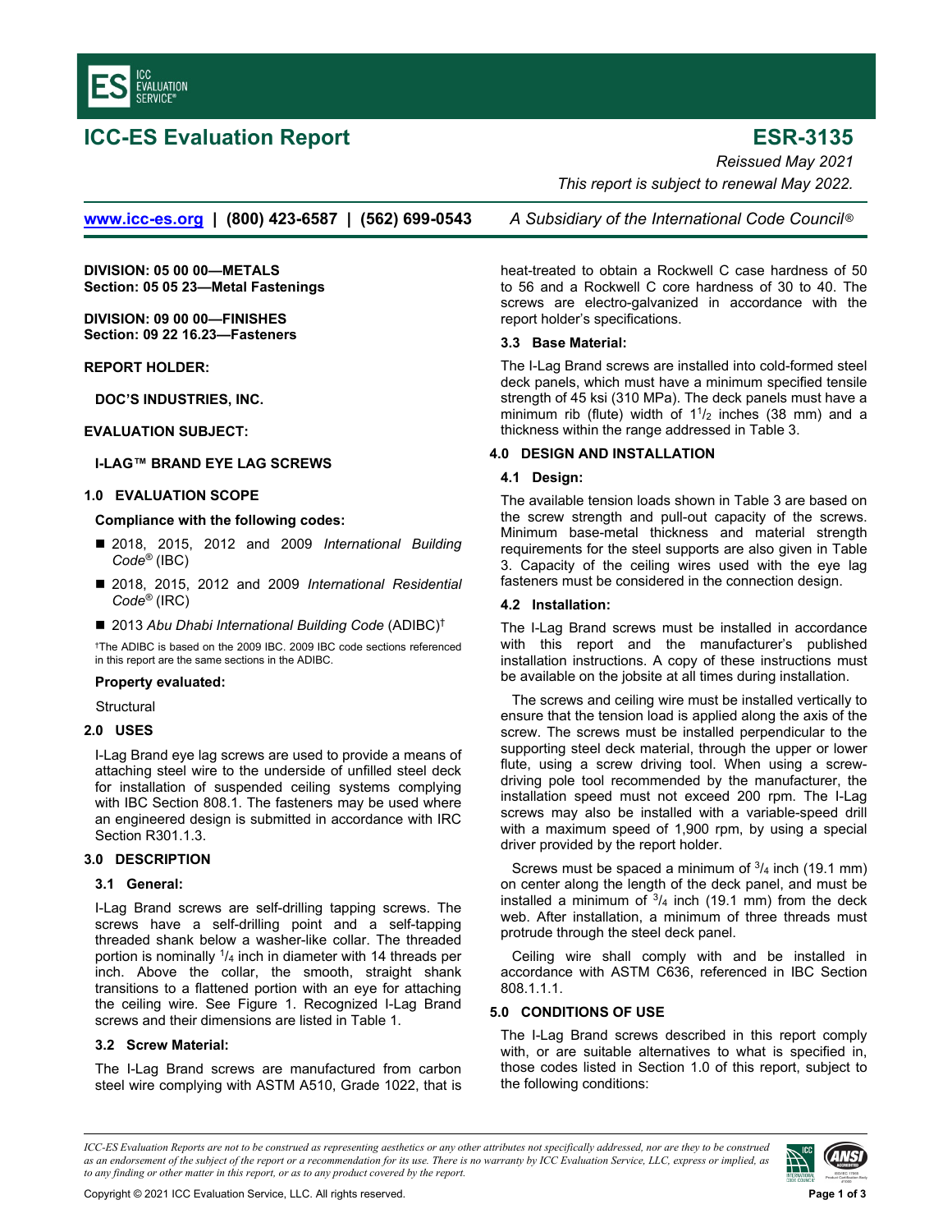# ICC-ES Evaluation Report

# ESR-3135

*Reissued May 2021*

*This report is subject to renewal May 2022.*

www.icc-es.org | (800) 423-6587 | (562) 699-0543 *A Subsidiary of the International Code Council®*

**DIVISION: 05 00 00—METALS**
**Section: 05 05 23—Metal Fastenings**

**DIVISION: 09 00 00—FINISHES**
**Section: 09 22 16.23—Fasteners**

**REPORT HOLDER:**

**DOC'S INDUSTRIES, INC.**

**EVALUATION SUBJECT:**

**I-LAG™ BRAND EYE LAG SCREWS**

## 1.0 EVALUATION SCOPE

**Compliance with the following codes:**

- 2018, 2015, 2012 and 2009 *International Building Code®* (IBC)
- 2018, 2015, 2012 and 2009 *International Residential Code®* (IRC)
- 2013 *Abu Dhabi International Building Code* (ADIBC)†

†The ADIBC is based on the 2009 IBC. 2009 IBC code sections referenced in this report are the same sections in the ADIBC.

**Property evaluated:**

Structural

## 2.0 USES

I-Lag Brand eye lag screws are used to provide a means of attaching steel wire to the underside of unfilled steel deck for installation of suspended ceiling systems complying with IBC Section 808.1. The fasteners may be used where an engineered design is submitted in accordance with IRC Section R301.1.3.

## 3.0 DESCRIPTION

### 3.1 General:

I-Lag Brand screws are self-drilling tapping screws. The screws have a self-drilling point and a self-tapping threaded shank below a washer-like collar. The threaded portion is nominally $^1/_4$ inch in diameter with 14 threads per inch. Above the collar, the smooth, straight shank transitions to a flattened portion with an eye for attaching the ceiling wire. See Figure 1. Recognized I-Lag Brand screws and their dimensions are listed in Table 1.

### 3.2 Screw Material:

The I-Lag Brand screws are manufactured from carbon steel wire complying with ASTM A510, Grade 1022, that is heat-treated to obtain a Rockwell C case hardness of 50 to 56 and a Rockwell C core hardness of 30 to 40. The screws are electro-galvanized in accordance with the report holder's specifications.

### 3.3 Base Material:

The I-Lag Brand screws are installed into cold-formed steel deck panels, which must have a minimum specified tensile strength of 45 ksi (310 MPa). The deck panels must have a minimum rib (flute) width of $1^1/_2$ inches (38 mm) and a thickness within the range addressed in Table 3.

## 4.0 DESIGN AND INSTALLATION

### 4.1 Design:

The available tension loads shown in Table 3 are based on the screw strength and pull-out capacity of the screws. Minimum base-metal thickness and material strength requirements for the steel supports are also given in Table 3. Capacity of the ceiling wires used with the eye lag fasteners must be considered in the connection design.

### 4.2 Installation:

The I-Lag Brand screws must be installed in accordance with this report and the manufacturer's published installation instructions. A copy of these instructions must be available on the jobsite at all times during installation.

The screws and ceiling wire must be installed vertically to ensure that the tension load is applied along the axis of the screw. The screws must be installed perpendicular to the supporting steel deck material, through the upper or lower flute, using a screw driving tool. When using a screw-driving pole tool recommended by the manufacturer, the installation speed must not exceed 200 rpm. The I-Lag screws may also be installed with a variable-speed drill with a maximum speed of 1,900 rpm, by using a special driver provided by the report holder.

Screws must be spaced a minimum of $^3/_4$ inch (19.1 mm) on center along the length of the deck panel, and must be installed a minimum of $^3/_4$ inch (19.1 mm) from the deck web. After installation, a minimum of three threads must protrude through the steel deck panel.

Ceiling wire shall comply with and be installed in accordance with ASTM C636, referenced in IBC Section 808.1.1.1.

## 5.0 CONDITIONS OF USE

The I-Lag Brand screws described in this report comply with, or are suitable alternatives to what is specified in, those codes listed in Section 1.0 of this report, subject to the following conditions:

*ICC-ES Evaluation Reports are not to be construed as representing aesthetics or any other attributes not specifically addressed, nor are they to be construed as an endorsement of the subject of the report or a recommendation for its use. There is no warranty by ICC Evaluation Service, LLC, express or implied, as to any finding or other matter in this report, or as to any product covered by the report.*

Copyright © 2021 ICC Evaluation Service, LLC. All rights reserved.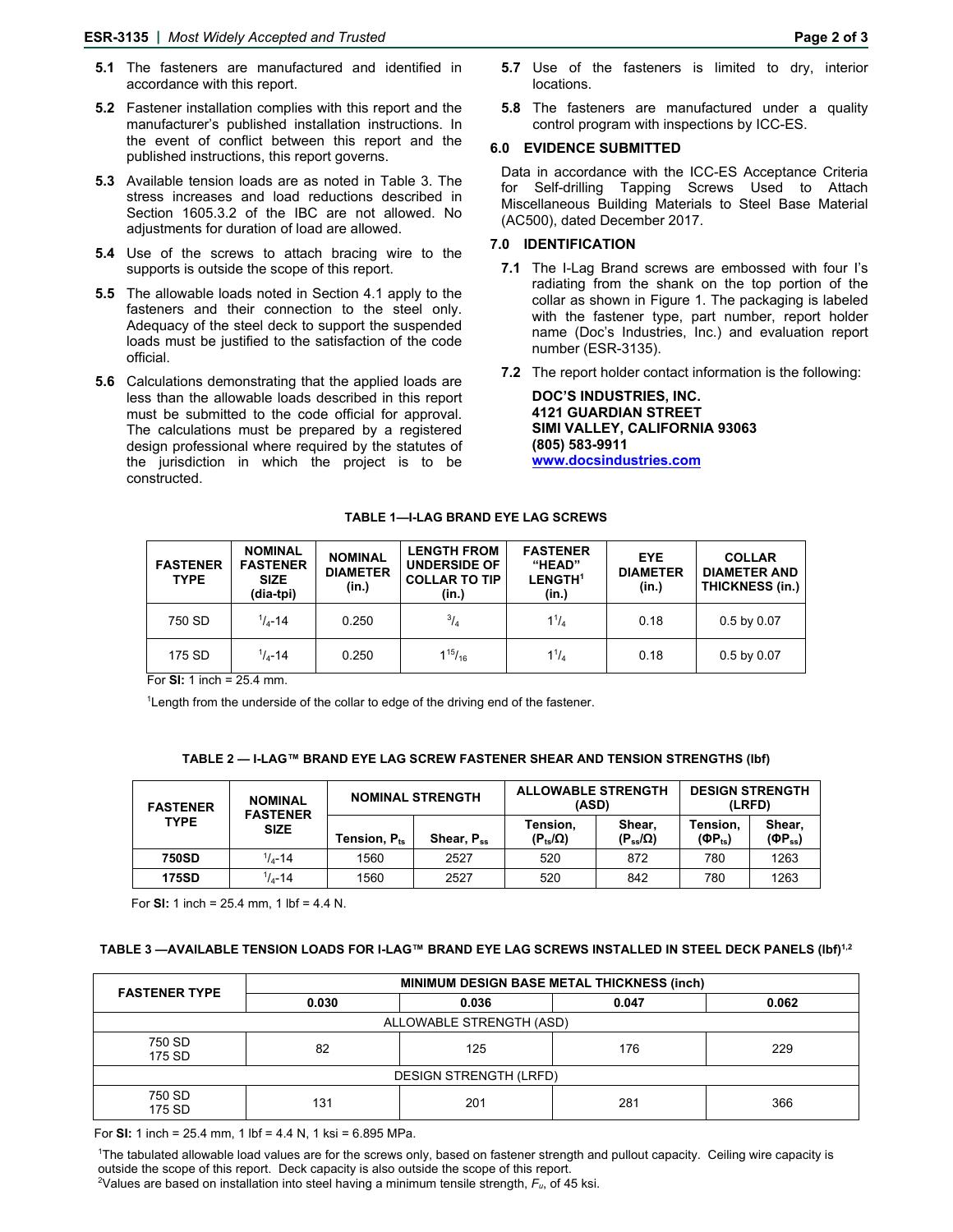**5.1** The fasteners are manufactured and identified in accordance with this report.

**5.2** Fastener installation complies with this report and the manufacturer's published installation instructions. In the event of conflict between this report and the published instructions, this report governs.

**5.3** Available tension loads are as noted in Table 3. The stress increases and load reductions described in Section 1605.3.2 of the IBC are not allowed. No adjustments for duration of load are allowed.

**5.4** Use of the screws to attach bracing wire to the supports is outside the scope of this report.

**5.5** The allowable loads noted in Section 4.1 apply to the fasteners and their connection to the steel only. Adequacy of the steel deck to support the suspended loads must be justified to the satisfaction of the code official.

**5.6** Calculations demonstrating that the applied loads are less than the allowable loads described in this report must be submitted to the code official for approval. The calculations must be prepared by a registered design professional where required by the statutes of the jurisdiction in which the project is to be constructed.

**5.7** Use of the fasteners is limited to dry, interior locations.

**5.8** The fasteners are manufactured under a quality control program with inspections by ICC-ES.

## 6.0 EVIDENCE SUBMITTED

Data in accordance with the ICC-ES Acceptance Criteria for Self-drilling Tapping Screws Used to Attach Miscellaneous Building Materials to Steel Base Material (AC500), dated December 2017.

## 7.0 IDENTIFICATION

**7.1** The I-Lag Brand screws are embossed with four I's radiating from the shank on the top portion of the collar as shown in Figure 1. The packaging is labeled with the fastener type, part number, report holder name (Doc's Industries, Inc.) and evaluation report number (ESR-3135).

**7.2** The report holder contact information is the following:

**DOC'S INDUSTRIES, INC.**
**4121 GUARDIAN STREET**
**SIMI VALLEY, CALIFORNIA 93063**
**(805) 583-9911**
**www.docsindustries.com**

**TABLE 1—I-LAG BRAND EYE LAG SCREWS**

| FASTENER TYPE | NOMINAL FASTENER SIZE (dia-tpi) | NOMINAL DIAMETER (in.) | LENGTH FROM UNDERSIDE OF COLLAR TO TIP (in.) | FASTENER "HEAD" LENGTH[1] (in.) | EYE DIAMETER (in.) | COLLAR DIAMETER AND THICKNESS (in.) |
|---|---|---|---|---|---|---|
| 750 SD | 1/4-14 | 0.250 | 3/4 | 1 1/4 | 0.18 | 0.5 by 0.07 |
| 175 SD | 1/4-14 | 0.250 | 1 15/16 | 1 1/4 | 0.18 | 0.5 by 0.07 |

For **SI:** 1 inch = 25.4 mm.

[1]Length from the underside of the collar to edge of the driving end of the fastener.

**TABLE 2 — I-LAG™ BRAND EYE LAG SCREW FASTENER SHEAR AND TENSION STRENGTHS (lbf)**

| FASTENER TYPE | NOMINAL FASTENER SIZE | NOMINAL STRENGTH | | ALLOWABLE STRENGTH (ASD) | | DESIGN STRENGTH (LRFD) | |
|---|---|---|---|---|---|---|---|
| | | Tension, $P_{ts}$ | Shear, $P_{ss}$ | Tension, ($P_{ts}/\Omega$) | Shear, ($P_{ss}/\Omega$) | Tension, ($\Phi P_{ts}$) | Shear, ($\Phi P_{ss}$) |
| **750SD** | 1/4-14 | 1560 | 2527 | 520 | 872 | 780 | 1263 |
| **175SD** | 1/4-14 | 1560 | 2527 | 520 | 842 | 780 | 1263 |

For **SI:** 1 inch = 25.4 mm, 1 lbf = 4.4 N.

**TABLE 3 —AVAILABLE TENSION LOADS FOR I-LAG™ BRAND EYE LAG SCREWS INSTALLED IN STEEL DECK PANELS (lbf)[1,2]**

| FASTENER TYPE | MINIMUM DESIGN BASE METAL THICKNESS (inch) | | | |
|---|---|---|---|---|
| | **0.030** | **0.036** | **0.047** | **0.062** |
| ALLOWABLE STRENGTH (ASD) | | | | |
| 750 SD<br>175 SD | 82 | 125 | 176 | 229 |
| DESIGN STRENGTH (LRFD) | | | | |
| 750 SD<br>175 SD | 131 | 201 | 281 | 366 |

For **SI:** 1 inch = 25.4 mm, 1 lbf = 4.4 N, 1 ksi = 6.895 MPa.

[1]The tabulated allowable load values are for the screws only, based on fastener strength and pullout capacity. Ceiling wire capacity is outside the scope of this report. Deck capacity is also outside the scope of this report.
[2]Values are based on installation into steel having a minimum tensile strength, $F_u$, of 45 ksi.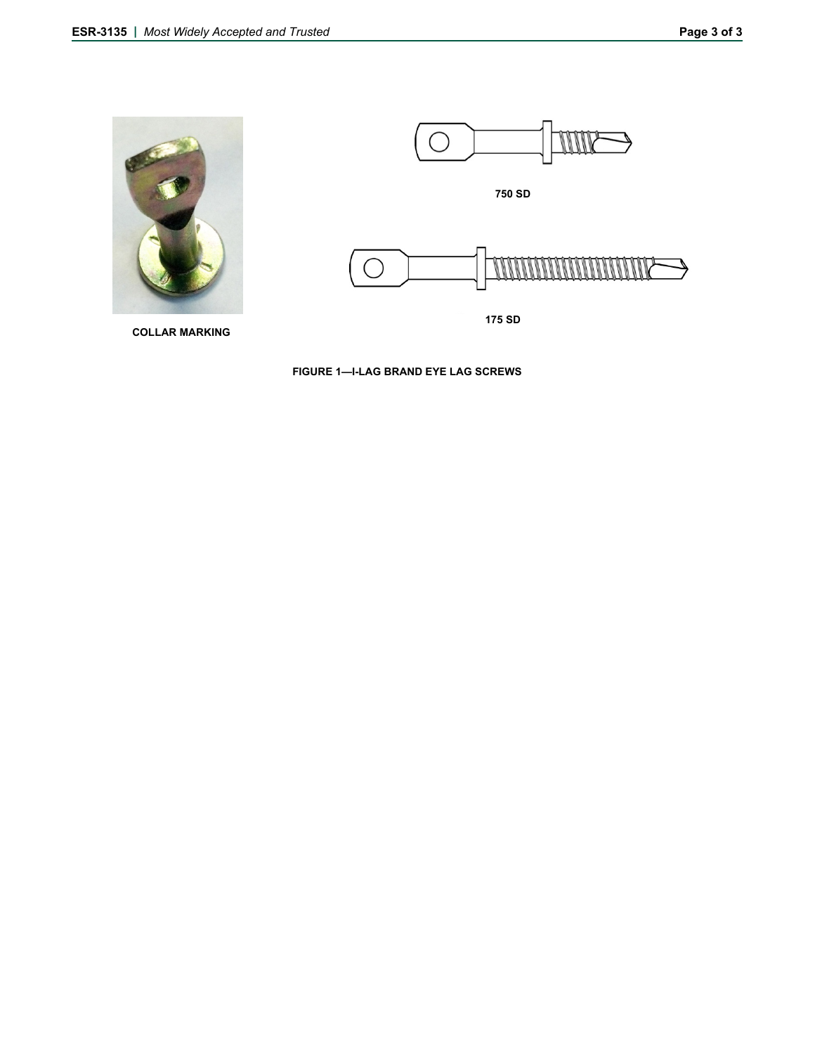COLLAR MARKING

750 SD

175 SD

**FIGURE 1—I-LAG BRAND EYE LAG SCREWS**